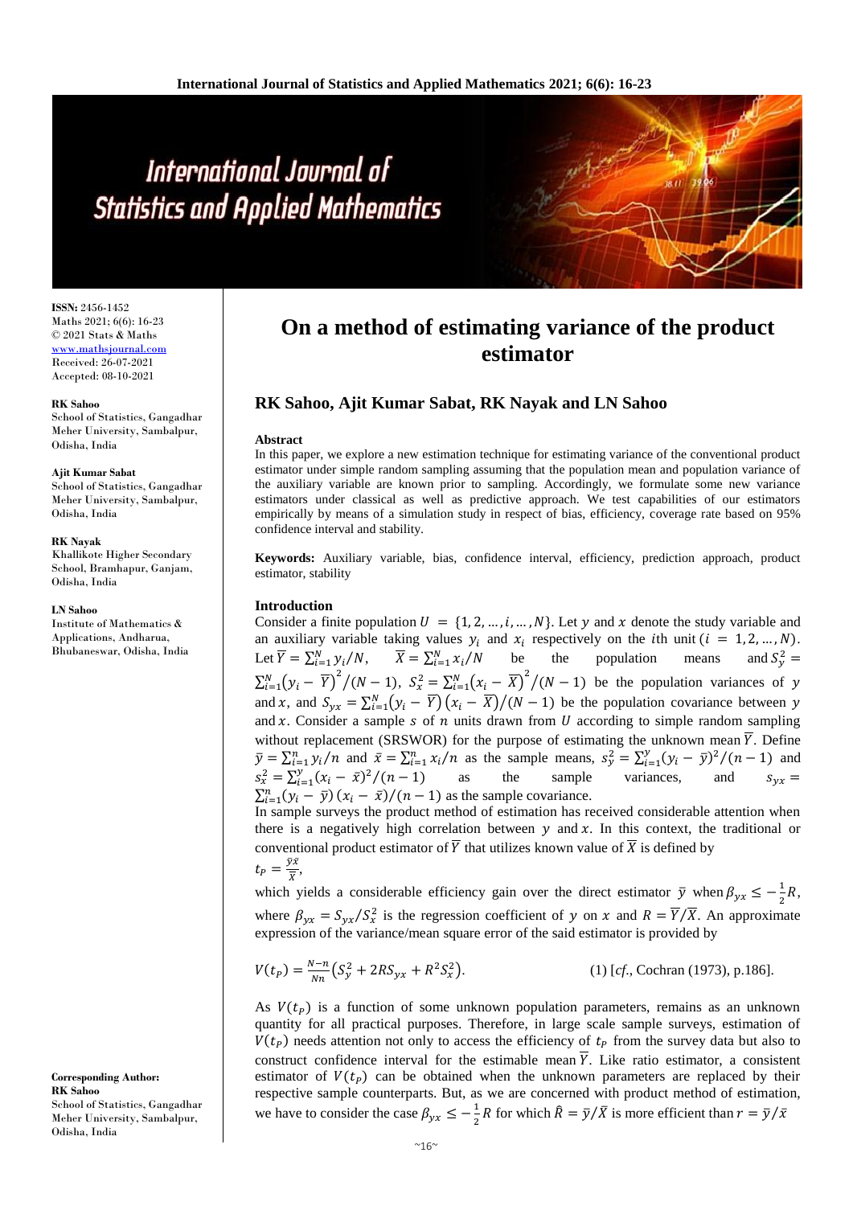# On a method of estimating variance of the product estimator

**RK Sahoo, Ajit Kumar Sabat, RK Nayak and LN Sahoo**

ISSN: 2456-1452
Maths 2021; 6(6): 16-23
© 2021 Stats & Maths
www.mathsjournal.com
Received: 26-07-2021
Accepted: 08-10-2021

**RK Sahoo**
School of Statistics, Gangadhar Meher University, Sambalpur, Odisha, India

**Ajit Kumar Sabat**
School of Statistics, Gangadhar Meher University, Sambalpur, Odisha, India

**RK Nayak**
Khallikote Higher Secondary School, Bramhapur, Ganjam, Odisha, India

**LN Sahoo**
Institute of Mathematics & Applications, Andharua, Bhubaneswar, Odisha, India

**Corresponding Author:**
**RK Sahoo**
School of Statistics, Gangadhar Meher University, Sambalpur, Odisha, India

**Abstract**

In this paper, we explore a new estimation technique for estimating variance of the conventional product estimator under simple random sampling assuming that the population mean and population variance of the auxiliary variable are known prior to sampling. Accordingly, we formulate some new variance estimators under classical as well as predictive approach. We test capabilities of our estimators empirically by means of a simulation study in respect of bias, efficiency, coverage rate based on 95% confidence interval and stability.

**Keywords:** Auxiliary variable, bias, confidence interval, efficiency, prediction approach, product estimator, stability

## Introduction

Consider a finite population $U = \{1, 2, \ldots, i, \ldots, N\}$. Let $y$ and $x$ denote the study variable and an auxiliary variable taking values $y_i$ and $x_i$ respectively on the $i$th unit $(i = 1, 2, \ldots, N)$. Let $\overline{Y} = \sum_{i=1}^{N} y_i/N$, $\overline{X} = \sum_{i=1}^{N} x_i/N$ be the population means and $S_y^2 = \sum_{i=1}^{N}\left(y_i - \overline{Y}\right)^2/(N-1)$, $S_x^2 = \sum_{i=1}^{N}\left(x_i - \overline{X}\right)^2/(N-1)$ be the population variances of $y$ and $x$, and $S_{yx} = \sum_{i=1}^{N}\left(y_i - \overline{Y}\right)\left(x_i - \overline{X}\right)/(N-1)$ be the population covariance between $y$ and $x$. Consider a sample $s$ of $n$ units drawn from $U$ according to simple random sampling without replacement (SRSWOR) for the purpose of estimating the unknown mean $\overline{Y}$. Define $\bar{y} = \sum_{i=1}^{n} y_i/n$ and $\bar{x} = \sum_{i=1}^{n} x_i/n$ as the sample means, $s_y^2 = \sum_{i=1}^{y}(y_i - \bar{y})^2/(n-1)$ and $s_x^2 = \sum_{i=1}^{y}(x_i - \bar{x})^2/(n-1)$ as the sample variances, and $s_{yx} = \sum_{i=1}^{n}(y_i - \bar{y})(x_i - \bar{x})/(n-1)$ as the sample covariance.

In sample surveys the product method of estimation has received considerable attention when there is a negatively high correlation between $y$ and $x$. In this context, the traditional or conventional product estimator of $\overline{Y}$ that utilizes known value of $\overline{X}$ is defined by

$$t_P = \frac{\bar{y}\bar{x}}{\overline{X}},$$

which yields a considerable efficiency gain over the direct estimator $\bar{y}$ when $\beta_{yx} \leq -\frac{1}{2}R$, where $\beta_{yx} = S_{yx}/S_x^2$ is the regression coefficient of $y$ on $x$ and $R = \overline{Y}/\overline{X}$. An approximate expression of the variance/mean square error of the said estimator is provided by

$$V(t_P) = \frac{N-n}{Nn}\left(S_y^2 + 2RS_{yx} + R^2 S_x^2\right). \qquad (1) \text{ [cf., Cochran (1973), p.186].}$$

As $V(t_P)$ is a function of some unknown population parameters, remains as an unknown quantity for all practical purposes. Therefore, in large scale sample surveys, estimation of $V(t_P)$ needs attention not only to access the efficiency of $t_P$ from the survey data but also to construct confidence interval for the estimable mean $\overline{Y}$. Like ratio estimator, a consistent estimator of $V(t_P)$ can be obtained when the unknown parameters are replaced by their respective sample counterparts. But, as we are concerned with product method of estimation, we have to consider the case $\beta_{yx} \leq -\frac{1}{2}R$ for which $\hat{R} = \bar{y}/\overline{X}$ is more efficient than $r = \bar{y}/\bar{x}$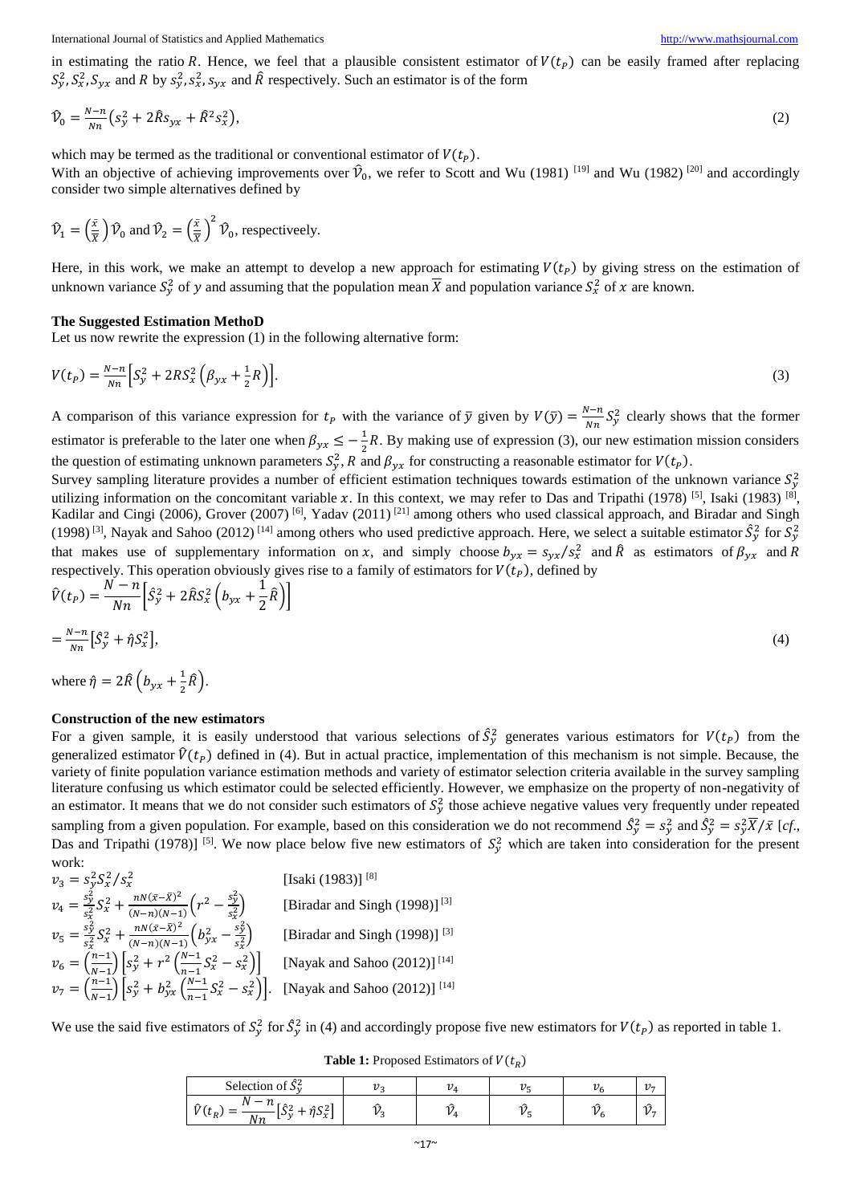in estimating the ratio $R$. Hence, we feel that a plausible consistent estimator of $V(t_P)$ can be easily framed after replacing $S_y^2, S_x^2, S_{yx}$ and $R$ by $s_y^2, s_x^2, s_{yx}$ and $\hat{R}$ respectively. Such an estimator is of the form

$$\hat{\mathcal{V}}_0 = \frac{N-n}{Nn}\left(s_y^2 + 2\hat{R}s_{yx} + \hat{R}^2 s_x^2\right), \tag{2}$$

which may be termed as the traditional or conventional estimator of $V(t_P)$.

With an objective of achieving improvements over $\hat{\mathcal{V}}_0$, we refer to Scott and Wu (1981) [19] and Wu (1982) [20] and accordingly consider two simple alternatives defined by

$\hat{\mathcal{V}}_1 = \left(\frac{\bar{x}}{\bar{X}}\right)\hat{\mathcal{V}}_0$ and $\hat{\mathcal{V}}_2 = \left(\frac{\bar{x}}{\bar{X}}\right)^2 \hat{\mathcal{V}}_0$, respectiveely.

Here, in this work, we make an attempt to develop a new approach for estimating $V(t_P)$ by giving stress on the estimation of unknown variance $S_y^2$ of $y$ and assuming that the population mean $\bar{X}$ and population variance $S_x^2$ of $x$ are known.

### The Suggested Estimation MethoD

Let us now rewrite the expression (1) in the following alternative form:

$$V(t_P) = \frac{N-n}{Nn}\left[S_y^2 + 2RS_x^2\left(\beta_{yx} + \frac{1}{2}R\right)\right]. \tag{3}$$

A comparison of this variance expression for $t_P$ with the variance of $\bar{y}$ given by $V(\bar{y}) = \frac{N-n}{Nn}S_y^2$ clearly shows that the former estimator is preferable to the later one when $\beta_{yx} \leq -\frac{1}{2}R$. By making use of expression (3), our new estimation mission considers the question of estimating unknown parameters $S_y^2$, $R$ and $\beta_{yx}$ for constructing a reasonable estimator for $V(t_P)$.

Survey sampling literature provides a number of efficient estimation techniques towards estimation of the unknown variance $S_y^2$ utilizing information on the concomitant variable $x$. In this context, we may refer to Das and Tripathi (1978) [5], Isaki (1983) [8], Kadilar and Cingi (2006), Grover (2007) [6], Yadav (2011) [21] among others who used classical approach, and Biradar and Singh (1998) [3], Nayak and Sahoo (2012) [14] among others who used predictive approach. Here, we select a suitable estimator $\hat{S}_y^2$ for $S_y^2$ that makes use of supplementary information on $x$, and simply choose $b_{yx} = s_{yx}/s_x^2$ and $\hat{R}$ as estimators of $\beta_{yx}$ and $R$ respectively. This operation obviously gives rise to a family of estimators for $V(t_P)$, defined by

$$\hat{V}(t_P) = \frac{N-n}{Nn}\left[\hat{S}_y^2 + 2\hat{R}S_x^2\left(b_{yx} + \frac{1}{2}\hat{R}\right)\right]$$

$$= \frac{N-n}{Nn}\left[\hat{S}_y^2 + \hat{\eta}S_x^2\right], \tag{4}$$

where $\hat{\eta} = 2\hat{R}\left(b_{yx} + \frac{1}{2}\hat{R}\right)$.

### Construction of the new estimators

For a given sample, it is easily understood that various selections of $\hat{S}_y^2$ generates various estimators for $V(t_P)$ from the generalized estimator $\hat{V}(t_P)$ defined in (4). But in actual practice, implementation of this mechanism is not simple. Because, the variety of finite population variance estimation methods and variety of estimator selection criteria available in the survey sampling literature confusing us which estimator could be selected efficiently. However, we emphasize on the property of non-negativity of an estimator. It means that we do not consider such estimators of $S_y^2$ those achieve negative values very frequently under repeated sampling from a given population. For example, based on this consideration we do not recommend $\hat{S}_y^2 = s_y^2$ and $\hat{S}_y^2 = s_y^2\bar{X}/\bar{x}$ [*cf.*, Das and Tripathi (1978)] [5]. We now place below five new estimators of $S_y^2$ which are taken into consideration for the present work:

$v_3 = s_y^2 S_x^2/s_x^2$ [Isaki (1983)] [8]

$v_4 = \frac{s_y^2}{s_x^2}S_x^2 + \frac{nN(\bar{x}-\bar{X})^2}{(N-n)(N-1)}\left(r^2 - \frac{s_y^2}{s_x^2}\right)$ [Biradar and Singh (1998)] [3]

$v_5 = \frac{s_y^2}{s_x^2}S_x^2 + \frac{nN(\bar{x}-\bar{X})^2}{(N-n)(N-1)}\left(b_{yx}^2 - \frac{s_y^2}{s_x^2}\right)$ [Biradar and Singh (1998)] [3]

$v_6 = \left(\frac{n-1}{N-1}\right)\left[s_y^2 + r^2\left(\frac{N-1}{n-1}S_x^2 - s_x^2\right)\right]$ [Nayak and Sahoo (2012)] [14]

$v_7 = \left(\frac{n-1}{N-1}\right)\left[s_y^2 + b_{yx}^2\left(\frac{N-1}{n-1}S_x^2 - s_x^2\right)\right]$. [Nayak and Sahoo (2012)] [14]

We use the said five estimators of $S_y^2$ for $\hat{S}_y^2$ in (4) and accordingly propose five new estimators for $V(t_P)$ as reported in table 1.

**Table 1:** Proposed Estimators of $V(t_R)$

| Selection of $\hat{S}_y^2$ | $v_3$ | $v_4$ | $v_5$ | $v_6$ | $v_7$ |
|---|---|---|---|---|---|
| $\hat{V}(t_R) = \frac{N-n}{Nn}\left[\hat{S}_y^2 + \hat{\eta}S_x^2\right]$ | $\hat{\mathcal{V}}_3$ | $\hat{\mathcal{V}}_4$ | $\hat{\mathcal{V}}_5$ | $\hat{\mathcal{V}}_6$ | $\hat{\mathcal{V}}_7$ |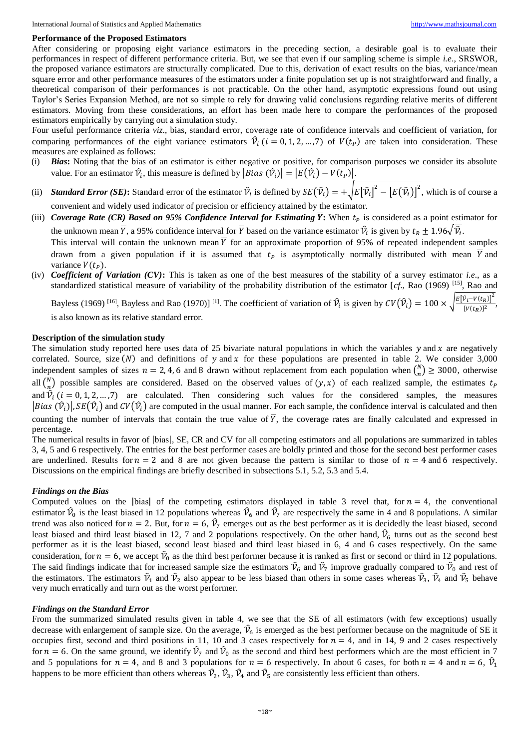### Performance of the Proposed Estimators

After considering or proposing eight variance estimators in the preceding section, a desirable goal is to evaluate their performances in respect of different performance criteria. But, we see that even if our sampling scheme is simple *i.e*., SRSWOR, the proposed variance estimators are structurally complicated. Due to this, derivation of exact results on the bias, variance/mean square error and other performance measures of the estimators under a finite population set up is not straightforward and finally, a theoretical comparison of their performances is not practicable. On the other hand, asymptotic expressions found out using Taylor's Series Expansion Method, are not so simple to rely for drawing valid conclusions regarding relative merits of different estimators. Moving from these considerations, an effort has been made here to compare the performances of the proposed estimators empirically by carrying out a simulation study.

Four useful performance criteria *viz*., bias, standard error, coverage rate of confidence intervals and coefficient of variation, for comparing performances of the eight variance estimators $\hat{\mathcal{V}}_i \ (i = 0, 1, 2, \ldots, 7)$ of $V(t_P)$ are taken into consideration. These measures are explained as follows:

(i) ***Bias*:** Noting that the bias of an estimator is either negative or positive, for comparison purposes we consider its absolute value. For an estimator $\hat{\mathcal{V}}_i$, this measure is defined by $\left|Bias\ (\hat{\mathcal{V}}_i)\right| = \left|E(\hat{\mathcal{V}}_i) - V(t_P)\right|$.

(ii) ***Standard Error (SE)*:** Standard error of the estimator $\hat{\mathcal{V}}_i$ is defined by $SE(\hat{\mathcal{V}}_i) = +\sqrt{E[\hat{\mathcal{V}}_i]^2 - [E(\hat{\mathcal{V}}_i)]^2}$, which is of course a convenient and widely used indicator of precision or efficiency attained by the estimator.

(iii) ***Coverage Rate (CR) Based on 95% Confidence Interval for Estimating $\bar{Y}$*:** When $t_P$ is considered as a point estimator for the unknown mean $\bar{Y}$, a 95% confidence interval for $\bar{Y}$ based on the variance estimator $\hat{\mathcal{V}}_i$ is given by $t_R \pm 1.96\sqrt{\hat{\mathcal{V}}_i}$.
This interval will contain the unknown mean $\bar{Y}$ for an approximate proportion of 95% of repeated independent samples drawn from a given population if it is assumed that $t_P$ is asymptotically normally distributed with mean $\bar{Y}$ and variance $V(t_P)$.

(iv) ***Coefficient of Variation (CV)*:** This is taken as one of the best measures of the stability of a survey estimator *i.e*., as a standardized statistical measure of variability of the probability distribution of the estimator [*cf*., Rao (1969) [15], Rao and Bayless (1969) [16], Bayless and Rao (1970)] [1]. The coefficient of variation of $\hat{\mathcal{V}}_i$ is given by $CV(\hat{\mathcal{V}}_i) = 100 \times \sqrt{\frac{E[\hat{\mathcal{V}}_i - V(t_R)]^2}{[V(t_R)]^2}}$, is also known as its relative standard error.

### Description of the simulation study

The simulation study reported here uses data of 25 bivariate natural populations in which the variables $y$ and $x$ are negatively correlated. Source, size $(N)$ and definitions of $y$ and $x$ for these populations are presented in table 2. We consider 3,000 independent samples of sizes $n = 2, 4, 6$ and $8$ drawn without replacement from each population when $\binom{N}{n} \geq 3000$, otherwise all $\binom{N}{n}$ possible samples are considered. Based on the observed values of $(y, x)$ of each realized sample, the estimates $t_P$ and $\hat{\mathcal{V}}_i \ (i = 0, 1, 2, \ldots, 7)$ are calculated. Then considering such values for the considered samples, the measures $\left|Bias\ (\hat{\mathcal{V}}_i)\right|, SE(\hat{\mathcal{V}}_i)$ and $CV(\hat{\mathcal{V}}_i)$ are computed in the usual manner. For each sample, the confidence interval is calculated and then counting the number of intervals that contain the true value of $\bar{Y}$, the coverage rates are finally calculated and expressed in percentage.

The numerical results in favor of |bias|, SE, CR and CV for all competing estimators and all populations are summarized in tables 3, 4, 5 and 6 respectively. The entries for the best performer cases are boldly printed and those for the second best performer cases are underlined. Results for $n = 2$ and $8$ are not given because the pattern is similar to those of $n = 4$ and $6$ respectively. Discussions on the empirical findings are briefly described in subsections 5.1, 5.2, 5.3 and 5.4.

### *Findings on the Bias*

Computed values on the |bias| of the competing estimators displayed in table 3 revel that, for $n = 4$, the conventional estimator $\hat{\mathcal{V}}_0$ is the least biased in 12 populations whereas $\hat{\mathcal{V}}_6$ and $\hat{\mathcal{V}}_7$ are respectively the same in 4 and 8 populations. A similar trend was also noticed for $n = 2$. But, for $n = 6$, $\hat{\mathcal{V}}_7$ emerges out as the best performer as it is decidedly the least biased, second least biased and third least biased in 12, 7 and 2 populations respectively. On the other hand, $\hat{\mathcal{V}}_6$ turns out as the second best performer as it is the least biased, second least biased and third least biased in 6, 4 and 6 cases respectively. On the same consideration, for $n = 6$, we accept $\hat{\mathcal{V}}_0$ as the third best performer because it is ranked as first or second or third in 12 populations. The said findings indicate that for increased sample size the estimators $\hat{\mathcal{V}}_6$ and $\hat{\mathcal{V}}_7$ improve gradually compared to $\hat{\mathcal{V}}_0$ and rest of the estimators. The estimators $\hat{\mathcal{V}}_1$ and $\hat{\mathcal{V}}_2$ also appear to be less biased than others in some cases whereas $\hat{\mathcal{V}}_3$, $\hat{\mathcal{V}}_4$ and $\hat{\mathcal{V}}_5$ behave very much erratically and turn out as the worst performer.

### *Findings on the Standard Error*

From the summarized simulated results given in table 4, we see that the SE of all estimators (with few exceptions) usually decrease with enlargement of sample size. On the average, $\hat{\mathcal{V}}_6$ is emerged as the best performer because on the magnitude of SE it occupies first, second and third positions in 11, 10 and 3 cases respectively for $n = 4$, and in 14, 9 and 2 cases respectively for $n = 6$. On the same ground, we identify $\hat{\mathcal{V}}_7$ and $\hat{\mathcal{V}}_0$ as the second and third best performers which are the most efficient in 7 and 5 populations for $n = 4$, and 8 and 3 populations for $n = 6$ respectively. In about 6 cases, for both $n = 4$ and $n = 6$, $\hat{\mathcal{V}}_1$ happens to be more efficient than others whereas $\hat{\mathcal{V}}_2$, $\hat{\mathcal{V}}_3$, $\hat{\mathcal{V}}_4$ and $\hat{\mathcal{V}}_5$ are consistently less efficient than others.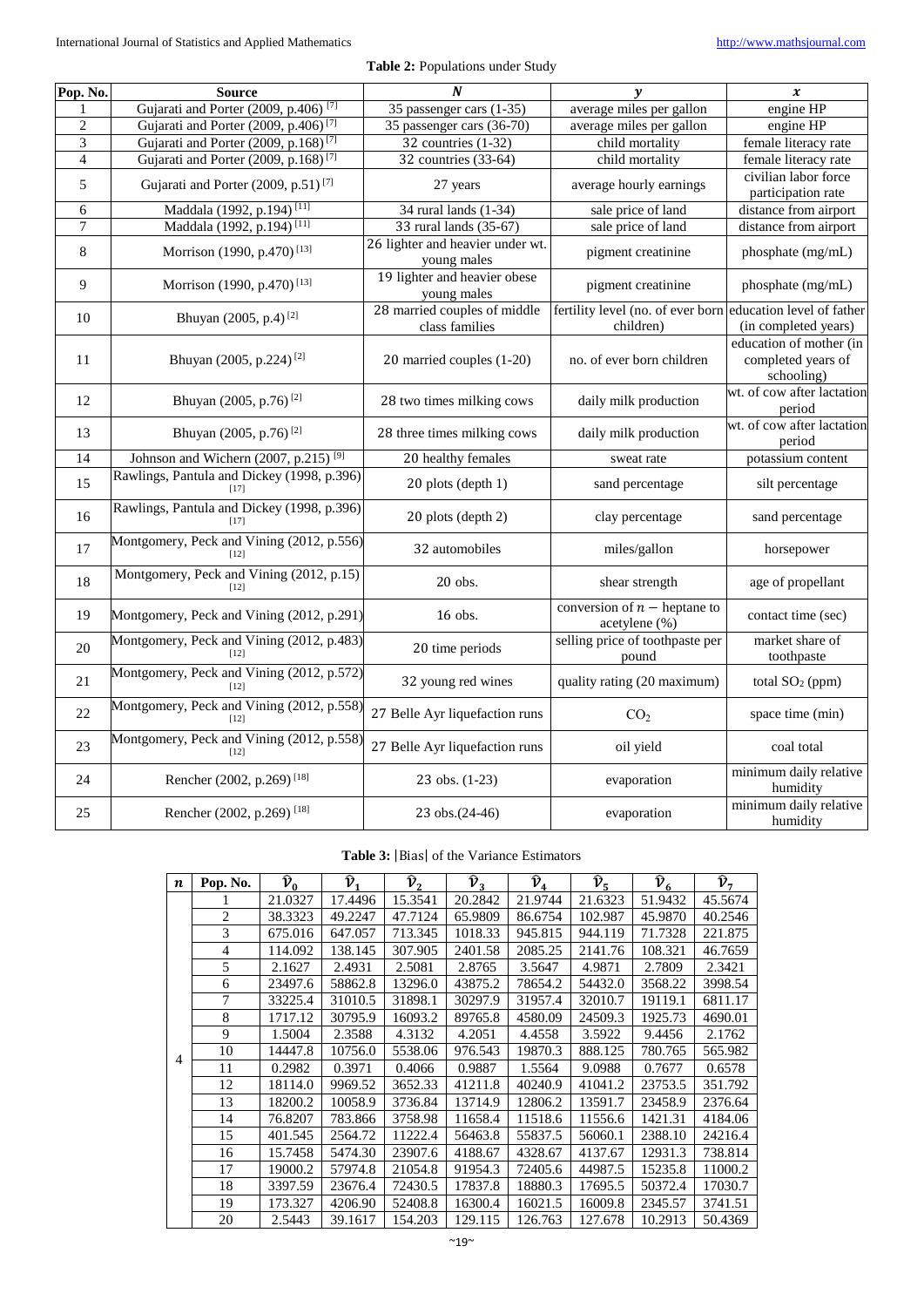**Table 2:** Populations under Study

| Pop. No. | Source | $N$ | $y$ | $x$ |
|---|---|---|---|---|
| 1 | Gujarati and Porter (2009, p.406) [7] | 35 passenger cars (1-35) | average miles per gallon | engine HP |
| 2 | Gujarati and Porter (2009, p.406) [7] | 35 passenger cars (36-70) | average miles per gallon | engine HP |
| 3 | Gujarati and Porter (2009, p.168) [7] | 32 countries (1-32) | child mortality | female literacy rate |
| 4 | Gujarati and Porter (2009, p.168) [7] | 32 countries (33-64) | child mortality | female literacy rate |
| 5 | Gujarati and Porter (2009, p.51) [7] | 27 years | average hourly earnings | civilian labor force participation rate |
| 6 | Maddala (1992, p.194) [11] | 34 rural lands (1-34) | sale price of land | distance from airport |
| 7 | Maddala (1992, p.194) [11] | 33 rural lands (35-67) | sale price of land | distance from airport |
| 8 | Morrison (1990, p.470) [13] | 26 lighter and heavier under wt. young males | pigment creatinine | phosphate (mg/mL) |
| 9 | Morrison (1990, p.470) [13] | 19 lighter and heavier obese young males | pigment creatinine | phosphate (mg/mL) |
| 10 | Bhuyan (2005, p.4) [2] | 28 married couples of middle class families | fertility level (no. of ever born children) | education level of father (in completed years) |
| 11 | Bhuyan (2005, p.224) [2] | 20 married couples (1-20) | no. of ever born children | education of mother (in completed years of schooling) |
| 12 | Bhuyan (2005, p.76) [2] | 28 two times milking cows | daily milk production | wt. of cow after lactation period |
| 13 | Bhuyan (2005, p.76) [2] | 28 three times milking cows | daily milk production | wt. of cow after lactation period |
| 14 | Johnson and Wichern (2007, p.215) [9] | 20 healthy females | sweat rate | potassium content |
| 15 | Rawlings, Pantula and Dickey (1998, p.396) [17] | 20 plots (depth 1) | sand percentage | silt percentage |
| 16 | Rawlings, Pantula and Dickey (1998, p.396) [17] | 20 plots (depth 2) | clay percentage | sand percentage |
| 17 | Montgomery, Peck and Vining (2012, p.556) [12] | 32 automobiles | miles/gallon | horsepower |
| 18 | Montgomery, Peck and Vining (2012, p.15) [12] | 20 obs. | shear strength | age of propellant |
| 19 | Montgomery, Peck and Vining (2012, p.291) | 16 obs. | conversion of $n-$ heptane to acetylene (%) | contact time (sec) |
| 20 | Montgomery, Peck and Vining (2012, p.483) [12] | 20 time periods | selling price of toothpaste per pound | market share of toothpaste |
| 21 | Montgomery, Peck and Vining (2012, p.572) [12] | 32 young red wines | quality rating (20 maximum) | total $SO_2$ (ppm) |
| 22 | Montgomery, Peck and Vining (2012, p.558) [12] | 27 Belle Ayr liquefaction runs | $CO_2$ | space time (min) |
| 23 | Montgomery, Peck and Vining (2012, p.558) [12] | 27 Belle Ayr liquefaction runs | oil yield | coal total |
| 24 | Rencher (2002, p.269) [18] | 23 obs. (1-23) | evaporation | minimum daily relative humidity |
| 25 | Rencher (2002, p.269) [18] | 23 obs.(24-46) | evaporation | minimum daily relative humidity |

**Table 3:** |Bias| of the Variance Estimators

| $n$ | Pop. No. | $\hat{\mathcal{V}}_0$ | $\hat{\mathcal{V}}_1$ | $\hat{\mathcal{V}}_2$ | $\hat{\mathcal{V}}_3$ | $\hat{\mathcal{V}}_4$ | $\hat{\mathcal{V}}_5$ | $\hat{\mathcal{V}}_6$ | $\hat{\mathcal{V}}_7$ |
|---|---|---|---|---|---|---|---|---|---|
| 4 | 1 | 21.0327 | 17.4496 | 15.3541 | 20.2842 | 21.9744 | 21.6323 | 51.9432 | 45.5674 |
| | 2 | 38.3323 | 49.2247 | 47.7124 | 65.9809 | 86.6754 | 102.987 | 45.9870 | 40.2546 |
| | 3 | 675.016 | 647.057 | 713.345 | 1018.33 | 945.815 | 944.119 | 71.7328 | 221.875 |
| | 4 | 114.092 | 138.145 | 307.905 | 2401.58 | 2085.25 | 2141.76 | 108.321 | 46.7659 |
| | 5 | 2.1627 | 2.4931 | 2.5081 | 2.8765 | 3.5647 | 4.9871 | 2.7809 | 2.3421 |
| | 6 | 23497.6 | 58862.8 | 13296.0 | 43875.2 | 78654.2 | 54432.0 | 3568.22 | 3998.54 |
| | 7 | 33225.4 | 31010.5 | 31898.1 | 30297.9 | 31957.4 | 32010.7 | 19119.1 | 6811.17 |
| | 8 | 1717.12 | 30795.9 | 16093.2 | 89765.8 | 4580.09 | 24509.3 | 1925.73 | 4690.01 |
| | 9 | 1.5004 | 2.3588 | 4.3132 | 4.2051 | 4.4558 | 3.5922 | 9.4456 | 2.1762 |
| | 10 | 14447.8 | 10756.0 | 5538.06 | 976.543 | 19870.3 | 888.125 | 780.765 | 565.982 |
| | 11 | 0.2982 | 0.3971 | 0.4066 | 0.9887 | 1.5564 | 9.0988 | 0.7677 | 0.6578 |
| | 12 | 18114.0 | 9969.52 | 3652.33 | 41211.8 | 40240.9 | 41041.2 | 23753.5 | 351.792 |
| | 13 | 18200.2 | 10058.9 | 3736.84 | 13714.9 | 12806.2 | 13591.7 | 23458.9 | 2376.64 |
| | 14 | 76.8207 | 783.866 | 3758.98 | 11658.4 | 11518.6 | 11556.6 | 1421.31 | 4184.06 |
| | 15 | 401.545 | 2564.72 | 11222.4 | 56463.8 | 55837.5 | 56060.1 | 2388.10 | 24216.4 |
| | 16 | 15.7458 | 5474.30 | 23907.6 | 4188.67 | 4328.67 | 4137.67 | 12931.3 | 738.814 |
| | 17 | 19000.2 | 57974.8 | 21054.8 | 91954.3 | 72405.6 | 44987.5 | 15235.8 | 11000.2 |
| | 18 | 3397.59 | 23676.4 | 72430.5 | 17837.8 | 18880.3 | 17695.5 | 50372.4 | 17030.7 |
| | 19 | 173.327 | 4206.90 | 52408.8 | 16300.4 | 16021.5 | 16009.8 | 2345.57 | 3741.51 |
| | 20 | 2.5443 | 39.1617 | 154.203 | 129.115 | 126.763 | 127.678 | 10.2913 | 50.4369 |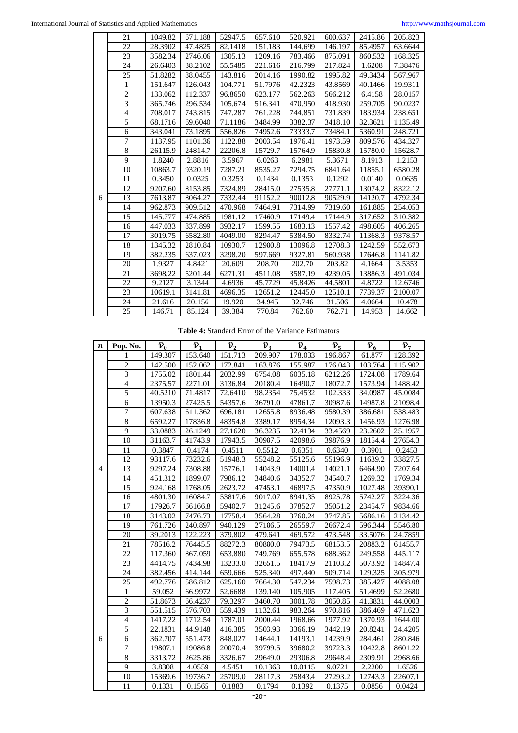| | 21 | 1049.82 | 671.188 | 52947.5 | 657.610 | 520.921 | 600.637 | 2415.86 | 205.823 |
|---|---|---|---|---|---|---|---|---|---|
| | 22 | 28.3902 | 47.4825 | 82.1418 | 151.183 | 144.699 | 146.197 | 85.4957 | 63.6644 |
| | 23 | 3582.34 | 2746.06 | 1305.13 | 1209.16 | 783.466 | 875.091 | 860.532 | 168.325 |
| | 24 | 26.6403 | 38.2102 | 55.5485 | 221.616 | 216.799 | 217.824 | 1.6208 | 7.38476 |
| | 25 | 51.8282 | 88.0455 | 143.816 | 2014.16 | 1990.82 | 1995.82 | 49.3434 | 567.967 |
| 6 | 1 | 151.647 | 126.043 | 104.771 | 51.7976 | 42.2323 | 43.8569 | 40.1466 | 19.9311 |
| | 2 | 133.062 | 112.337 | 96.8650 | 623.177 | 562.263 | 566.212 | 6.4158 | 28.0157 |
| | 3 | 365.746 | 296.534 | 105.674 | 516.341 | 470.950 | 418.930 | 259.705 | 90.0237 |
| | 4 | 708.017 | 743.815 | 747.287 | 761.228 | 744.851 | 731.839 | 183.934 | 238.651 |
| | 5 | 68.1716 | 69.6040 | 71.1186 | 3484.99 | 3382.37 | 3418.10 | 32.3621 | 1135.49 |
| | 6 | 343.041 | 73.1895 | 556.826 | 74952.6 | 73333.7 | 73484.1 | 5360.91 | 248.721 |
| | 7 | 1137.95 | 1101.36 | 1122.88 | 2003.54 | 1976.41 | 1973.59 | 809.576 | 434.327 |
| | 8 | 26115.9 | 24814.7 | 22206.8 | 15729.7 | 15764.9 | 15830.8 | 15780.0 | 15628.7 |
| | 9 | 1.8240 | 2.8816 | 3.5967 | 6.0263 | 6.2981 | 5.3671 | 8.1913 | 1.2153 |
| | 10 | 10863.7 | 9320.19 | 7287.21 | 8535.27 | 7294.75 | 6841.64 | 11855.1 | 6580.28 |
| | 11 | 0.3450 | 0.0325 | 0.3253 | 0.1434 | 0.1353 | 0.1292 | 0.0140 | 0.0635 |
| | 12 | 9207.60 | 8153.85 | 7324.89 | 28415.0 | 27535.8 | 27771.1 | 13074.2 | 8322.12 |
| | 13 | 7613.87 | 8064.27 | 7332.44 | 91152.2 | 90012.8 | 90529.9 | 14120.7 | 4792.34 |
| | 14 | 962.873 | 909.512 | 470.968 | 7464.91 | 7314.99 | 7319.60 | 161.885 | 254.053 |
| | 15 | 145.777 | 474.885 | 1981.12 | 17460.9 | 17149.4 | 17144.9 | 317.652 | 310.382 |
| | 16 | 447.033 | 837.899 | 3932.17 | 1599.55 | 1683.13 | 1557.42 | 498.605 | 406.265 |
| | 17 | 3019.75 | 6582.80 | 4049.00 | 8294.47 | 5384.50 | 8332.74 | 11368.3 | 9378.57 |
| | 18 | 1345.32 | 2810.84 | 10930.7 | 12980.8 | 13096.8 | 12708.3 | 1242.59 | 552.673 |
| | 19 | 382.235 | 637.023 | 3298.20 | 597.669 | 9327.81 | 560.938 | 17646.8 | 1141.82 |
| | 20 | 1.9327 | 4.8421 | 20.609 | 208.70 | 202.70 | 203.82 | 4.1664 | 3.5353 |
| | 21 | 3698.22 | 5201.44 | 6271.31 | 4511.08 | 3587.19 | 4239.05 | 13886.3 | 491.034 |
| | 22 | 9.2127 | 3.1344 | 4.6936 | 45.7729 | 45.8426 | 44.5801 | 4.8722 | 12.6746 |
| | 23 | 10619.1 | 3141.81 | 4696.35 | 12651.2 | 12445.0 | 12510.1 | 7739.37 | 2100.07 |
| | 24 | 21.616 | 20.156 | 19.920 | 34.945 | 32.746 | 31.506 | 4.0664 | 10.478 |
| | 25 | 146.71 | 85.124 | 39.384 | 770.84 | 762.60 | 762.71 | 14.953 | 14.662 |

**Table 4:** Standard Error of the Variance Estimators

| $n$ | Pop. No. | $\hat{\nu}_0$ | $\hat{\nu}_1$ | $\hat{\nu}_2$ | $\hat{\nu}_3$ | $\hat{\nu}_4$ | $\hat{\nu}_5$ | $\hat{\nu}_6$ | $\hat{\nu}_7$ |
|---|---|---|---|---|---|---|---|---|---|
| 4 | 1 | 149.307 | 153.640 | 151.713 | 209.907 | 178.033 | 196.867 | 61.877 | 128.392 |
| | 2 | 142.500 | 152.062 | 172.841 | 163.876 | 155.987 | 176.043 | 103.764 | 115.902 |
| | 3 | 1755.02 | 1801.44 | 2032.99 | 6754.08 | 6035.18 | 6212.26 | 1724.08 | 1789.64 |
| | 4 | 2375.57 | 2271.01 | 3136.84 | 20180.4 | 16490.7 | 18072.7 | 1573.94 | 1488.42 |
| | 5 | 40.5210 | 71.4817 | 72.6410 | 98.2354 | 75.4532 | 102.333 | 34.0987 | 45.0084 |
| | 6 | 13950.3 | 27425.5 | 54357.6 | 36791.0 | 47861.7 | 30987.6 | 14987.8 | 21098.4 |
| | 7 | 607.638 | 611.362 | 696.181 | 12655.8 | 8936.48 | 9580.39 | 386.681 | 538.483 |
| | 8 | 6592.27 | 17836.8 | 48354.8 | 3389.17 | 8954.34 | 12093.3 | 1456.93 | 1276.98 |
| | 9 | 33.0883 | 26.1249 | 27.1620 | 36.3235 | 32.4134 | 33.4569 | 23.2602 | 25.1957 |
| | 10 | 31163.7 | 41743.9 | 17943.5 | 30987.5 | 42098.6 | 39876.9 | 18154.4 | 27654.3 |
| | 11 | 0.3847 | 0.4174 | 0.4511 | 0.5512 | 0.6351 | 0.6340 | 0.3901 | 0.2453 |
| | 12 | 93117.6 | 73232.6 | 51948.3 | 55248.2 | 55125.6 | 55196.9 | 11639.2 | 33827.5 |
| | 13 | 9297.24 | 7308.88 | 15776.1 | 14043.9 | 14001.4 | 14021.1 | 6464.90 | 7207.64 |
| | 14 | 451.312 | 1899.07 | 7986.12 | 34840.6 | 34352.7 | 34540.7 | 1269.32 | 1769.34 |
| | 15 | 924.168 | 1768.05 | 2623.72 | 47453.1 | 46897.5 | 47350.9 | 1027.48 | 39390.1 |
| | 16 | 4801.30 | 16084.7 | 53817.6 | 9017.07 | 8941.35 | 8925.78 | 5742.27 | 3224.36 |
| | 17 | 17926.7 | 66166.8 | 59402.7 | 31245.6 | 37852.7 | 35051.2 | 23454.7 | 9834.66 |
| | 18 | 3143.02 | 7476.73 | 17758.4 | 3564.28 | 3760.24 | 3747.85 | 5686.16 | 2134.42 |
| | 19 | 761.726 | 240.897 | 940.129 | 27186.5 | 26559.7 | 26672.4 | 596.344 | 5546.80 |
| | 20 | 39.2013 | 122.223 | 379.802 | 479.641 | 469.572 | 473.548 | 33.5076 | 24.7859 |
| | 21 | 78516.2 | 76445.5 | 88272.3 | 80880.0 | 79473.5 | 68153.5 | 20883.2 | 61455.7 |
| | 22 | 117.360 | 867.059 | 653.880 | 749.769 | 655.578 | 688.362 | 249.558 | 445.117 |
| | 23 | 4414.75 | 7434.98 | 13233.0 | 32651.5 | 18417.9 | 21103.2 | 5073.92 | 14847.4 |
| | 24 | 382.456 | 414.144 | 659.666 | 525.340 | 497.440 | 509.714 | 129.325 | 305.979 |
| | 25 | 492.776 | 586.812 | 625.160 | 7664.30 | 547.234 | 7598.73 | 385.427 | 4088.08 |
| 6 | 1 | 59.052 | 66.9972 | 52.6688 | 139.140 | 105.905 | 117.405 | 51.4699 | 52.2680 |
| | 2 | 51.8673 | 66.4237 | 79.3297 | 3460.70 | 3001.78 | 3050.85 | 41.3831 | 44.0003 |
| | 3 | 551.515 | 576.703 | 559.439 | 1132.61 | 983.264 | 970.816 | 386.469 | 471.623 |
| | 4 | 1417.22 | 1712.54 | 1787.01 | 2000.44 | 1968.66 | 1977.92 | 1370.93 | 1644.00 |
| | 5 | 22.1831 | 44.9148 | 416.385 | 3503.93 | 3366.19 | 3442.19 | 20.8241 | 24.4205 |
| | 6 | 362.707 | 551.473 | 848.027 | 14644.1 | 14193.1 | 14239.9 | 284.461 | 280.846 |
| | 7 | 19807.1 | 19086.8 | 20070.4 | 39799.5 | 39680.2 | 39723.3 | 10422.8 | 8601.22 |
| | 8 | 3313.72 | 2625.86 | 3326.67 | 29649.0 | 29306.8 | 29648.4 | 2309.91 | 2968.66 |
| | 9 | 3.8308 | 4.0559 | 4.5451 | 10.1363 | 10.0115 | 9.0721 | 2.2200 | 1.6526 |
| | 10 | 15369.6 | 19736.7 | 25709.0 | 28117.3 | 25843.4 | 27293.2 | 12743.3 | 22607.1 |
| | 11 | 0.1331 | 0.1565 | 0.1883 | 0.1794 | 0.1392 | 0.1375 | 0.0856 | 0.0424 |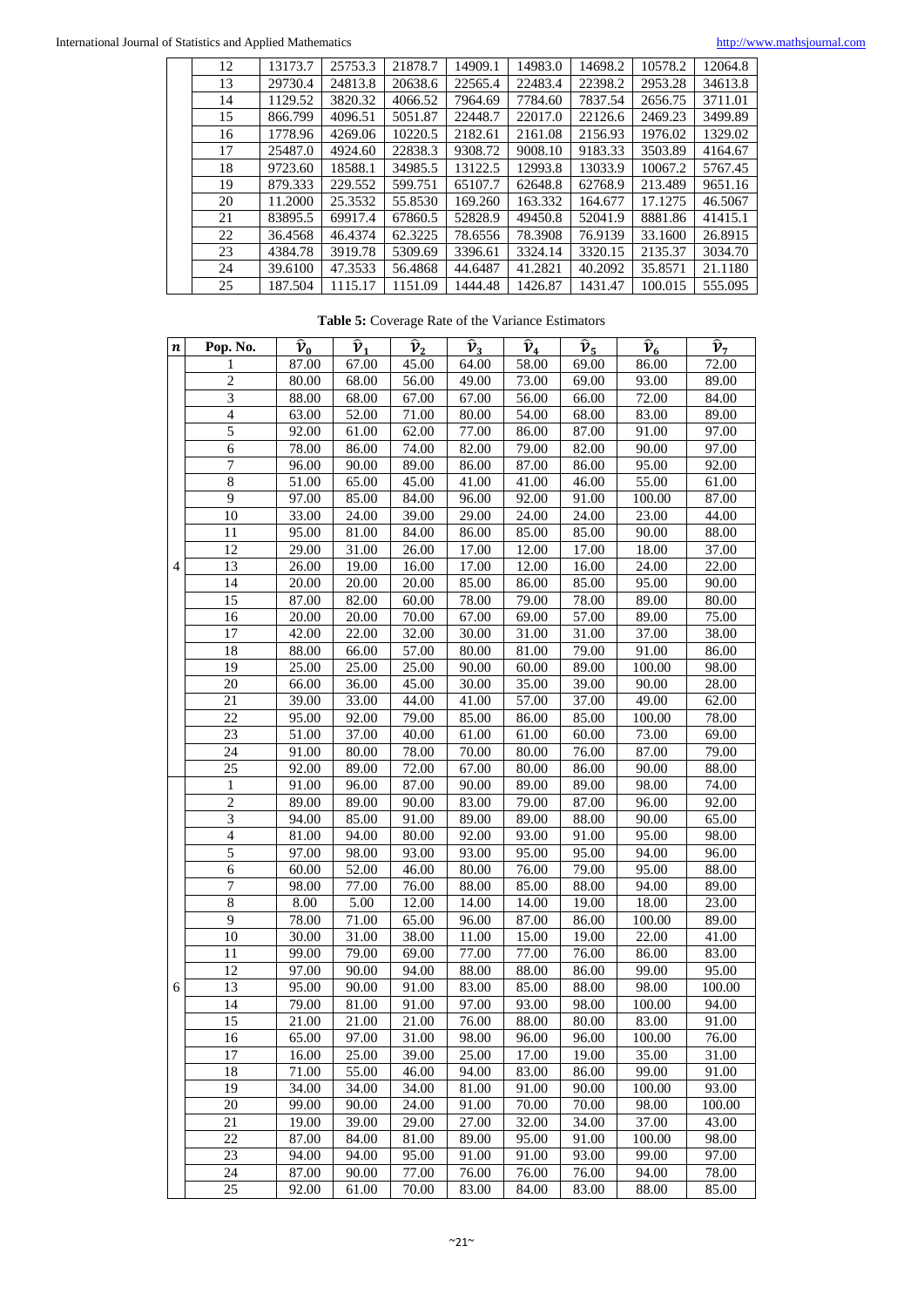| | | | | | | | | |
|---|---|---|---|---|---|---|---|---|
| 12 | 13173.7 | 25753.3 | 21878.7 | 14909.1 | 14983.0 | 14698.2 | 10578.2 | 12064.8 |
| 13 | 29730.4 | 24813.8 | 20638.6 | 22565.4 | 22483.4 | 22398.2 | 2953.28 | 34613.8 |
| 14 | 1129.52 | 3820.32 | 4066.52 | 7964.69 | 7784.60 | 7837.54 | 2656.75 | 3711.01 |
| 15 | 866.799 | 4096.51 | 5051.87 | 22448.7 | 22017.0 | 22126.6 | 2469.23 | 3499.89 |
| 16 | 1778.96 | 4269.06 | 10220.5 | 2182.61 | 2161.08 | 2156.93 | 1976.02 | 1329.02 |
| 17 | 25487.0 | 4924.60 | 22838.3 | 9308.72 | 9008.10 | 9183.33 | 3503.89 | 4164.67 |
| 18 | 9723.60 | 18588.1 | 34985.5 | 13122.5 | 12993.8 | 13033.9 | 10067.2 | 5767.45 |
| 19 | 879.333 | 229.552 | 599.751 | 65107.7 | 62648.8 | 62768.9 | 213.489 | 9651.16 |
| 20 | 11.2000 | 25.3532 | 55.8530 | 169.260 | 163.332 | 164.677 | 17.1275 | 46.5067 |
| 21 | 83895.5 | 69917.4 | 67860.5 | 52828.9 | 49450.8 | 52041.9 | 8881.86 | 41415.1 |
| 22 | 36.4568 | 46.4374 | 62.3225 | 78.6556 | 78.3908 | 76.9139 | 33.1600 | 26.8915 |
| 23 | 4384.78 | 3919.78 | 5309.69 | 3396.61 | 3324.14 | 3320.15 | 2135.37 | 3034.70 |
| 24 | 39.6100 | 47.3533 | 56.4868 | 44.6487 | 41.2821 | 40.2092 | 35.8571 | 21.1180 |
| 25 | 187.504 | 1115.17 | 1151.09 | 1444.48 | 1426.87 | 1431.47 | 100.015 | 555.095 |

**Table 5:** Coverage Rate of the Variance Estimators

| $n$ | Pop. No. | $\widehat{v}_0$ | $\widehat{v}_1$ | $\widehat{v}_2$ | $\widehat{v}_3$ | $\widehat{v}_4$ | $\widehat{v}_5$ | $\widehat{v}_6$ | $\widehat{v}_7$ |
|---|---|---|---|---|---|---|---|---|---|
| 4 | 1 | 87.00 | 67.00 | 45.00 | 64.00 | 58.00 | 69.00 | 86.00 | 72.00 |
| | 2 | 80.00 | 68.00 | 56.00 | 49.00 | 73.00 | 69.00 | 93.00 | 89.00 |
| | 3 | 88.00 | 68.00 | 67.00 | 67.00 | 56.00 | 66.00 | 72.00 | 84.00 |
| | 4 | 63.00 | 52.00 | 71.00 | 80.00 | 54.00 | 68.00 | 83.00 | 89.00 |
| | 5 | 92.00 | 61.00 | 62.00 | 77.00 | 86.00 | 87.00 | 91.00 | 97.00 |
| | 6 | 78.00 | 86.00 | 74.00 | 82.00 | 79.00 | 82.00 | 90.00 | 97.00 |
| | 7 | 96.00 | 90.00 | 89.00 | 86.00 | 87.00 | 86.00 | 95.00 | 92.00 |
| | 8 | 51.00 | 65.00 | 45.00 | 41.00 | 41.00 | 46.00 | 55.00 | 61.00 |
| | 9 | 97.00 | 85.00 | 84.00 | 96.00 | 92.00 | 91.00 | 100.00 | 87.00 |
| | 10 | 33.00 | 24.00 | 39.00 | 29.00 | 24.00 | 24.00 | 23.00 | 44.00 |
| | 11 | 95.00 | 81.00 | 84.00 | 86.00 | 85.00 | 85.00 | 90.00 | 88.00 |
| | 12 | 29.00 | 31.00 | 26.00 | 17.00 | 12.00 | 17.00 | 18.00 | 37.00 |
| | 13 | 26.00 | 19.00 | 16.00 | 17.00 | 12.00 | 16.00 | 24.00 | 22.00 |
| | 14 | 20.00 | 20.00 | 20.00 | 85.00 | 86.00 | 85.00 | 95.00 | 90.00 |
| | 15 | 87.00 | 82.00 | 60.00 | 78.00 | 79.00 | 78.00 | 89.00 | 80.00 |
| | 16 | 20.00 | 20.00 | 70.00 | 67.00 | 69.00 | 57.00 | 89.00 | 75.00 |
| | 17 | 42.00 | 22.00 | 32.00 | 30.00 | 31.00 | 31.00 | 37.00 | 38.00 |
| | 18 | 88.00 | 66.00 | 57.00 | 80.00 | 81.00 | 79.00 | 91.00 | 86.00 |
| | 19 | 25.00 | 25.00 | 25.00 | 90.00 | 60.00 | 89.00 | 100.00 | 98.00 |
| | 20 | 66.00 | 36.00 | 45.00 | 30.00 | 35.00 | 39.00 | 90.00 | 28.00 |
| | 21 | 39.00 | 33.00 | 44.00 | 41.00 | 57.00 | 37.00 | 49.00 | 62.00 |
| | 22 | 95.00 | 92.00 | 79.00 | 85.00 | 86.00 | 85.00 | 100.00 | 78.00 |
| | 23 | 51.00 | 37.00 | 40.00 | 61.00 | 61.00 | 60.00 | 73.00 | 69.00 |
| | 24 | 91.00 | 80.00 | 78.00 | 70.00 | 80.00 | 76.00 | 87.00 | 79.00 |
| | 25 | 92.00 | 89.00 | 72.00 | 67.00 | 80.00 | 86.00 | 90.00 | 88.00 |
| 6 | 1 | 91.00 | 96.00 | 87.00 | 90.00 | 89.00 | 89.00 | 98.00 | 74.00 |
| | 2 | 89.00 | 89.00 | 90.00 | 83.00 | 79.00 | 87.00 | 96.00 | 92.00 |
| | 3 | 94.00 | 85.00 | 91.00 | 89.00 | 89.00 | 88.00 | 90.00 | 65.00 |
| | 4 | 81.00 | 94.00 | 80.00 | 92.00 | 93.00 | 91.00 | 95.00 | 98.00 |
| | 5 | 97.00 | 98.00 | 93.00 | 93.00 | 95.00 | 95.00 | 94.00 | 96.00 |
| | 6 | 60.00 | 52.00 | 46.00 | 80.00 | 76.00 | 79.00 | 95.00 | 88.00 |
| | 7 | 98.00 | 77.00 | 76.00 | 88.00 | 85.00 | 88.00 | 94.00 | 89.00 |
| | 8 | 8.00 | 5.00 | 12.00 | 14.00 | 14.00 | 19.00 | 18.00 | 23.00 |
| | 9 | 78.00 | 71.00 | 65.00 | 96.00 | 87.00 | 86.00 | 100.00 | 89.00 |
| | 10 | 30.00 | 31.00 | 38.00 | 11.00 | 15.00 | 19.00 | 22.00 | 41.00 |
| | 11 | 99.00 | 79.00 | 69.00 | 77.00 | 77.00 | 76.00 | 86.00 | 83.00 |
| | 12 | 97.00 | 90.00 | 94.00 | 88.00 | 88.00 | 86.00 | 99.00 | 95.00 |
| | 13 | 95.00 | 90.00 | 91.00 | 83.00 | 85.00 | 88.00 | 98.00 | 100.00 |
| | 14 | 79.00 | 81.00 | 91.00 | 97.00 | 93.00 | 98.00 | 100.00 | 94.00 |
| | 15 | 21.00 | 21.00 | 21.00 | 76.00 | 88.00 | 80.00 | 83.00 | 91.00 |
| | 16 | 65.00 | 97.00 | 31.00 | 98.00 | 96.00 | 96.00 | 100.00 | 76.00 |
| | 17 | 16.00 | 25.00 | 39.00 | 25.00 | 17.00 | 19.00 | 35.00 | 31.00 |
| | 18 | 71.00 | 55.00 | 46.00 | 94.00 | 83.00 | 86.00 | 99.00 | 91.00 |
| | 19 | 34.00 | 34.00 | 34.00 | 81.00 | 91.00 | 90.00 | 100.00 | 93.00 |
| | 20 | 99.00 | 90.00 | 24.00 | 91.00 | 70.00 | 70.00 | 98.00 | 100.00 |
| | 21 | 19.00 | 39.00 | 29.00 | 27.00 | 32.00 | 34.00 | 37.00 | 43.00 |
| | 22 | 87.00 | 84.00 | 81.00 | 89.00 | 95.00 | 91.00 | 100.00 | 98.00 |
| | 23 | 94.00 | 94.00 | 95.00 | 91.00 | 91.00 | 93.00 | 99.00 | 97.00 |
| | 24 | 87.00 | 90.00 | 77.00 | 76.00 | 76.00 | 76.00 | 94.00 | 78.00 |
| | 25 | 92.00 | 61.00 | 70.00 | 83.00 | 84.00 | 83.00 | 88.00 | 85.00 |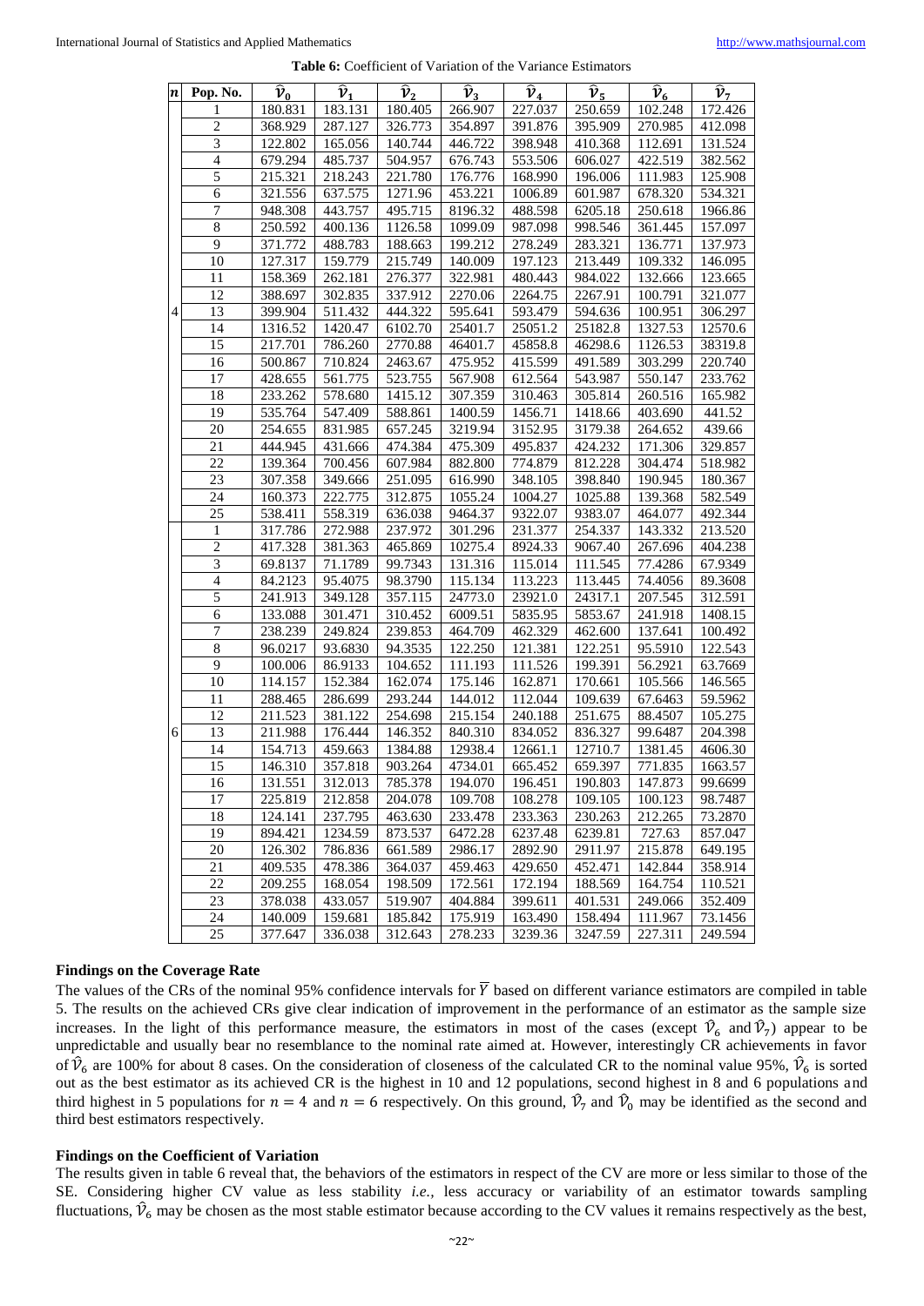**Table 6:** Coefficient of Variation of the Variance Estimators

| $n$ | Pop. No. | $\hat{\nu}_0$ | $\hat{\nu}_1$ | $\hat{\nu}_2$ | $\hat{\nu}_3$ | $\hat{\nu}_4$ | $\hat{\nu}_5$ | $\hat{\nu}_6$ | $\hat{\nu}_7$ |
|---|---|---|---|---|---|---|---|---|---|
| 4 | 1 | 180.831 | 183.131 | 180.405 | 266.907 | 227.037 | 250.659 | 102.248 | 172.426 |
| | 2 | 368.929 | 287.127 | 326.773 | 354.897 | 391.876 | 395.909 | 270.985 | 412.098 |
| | 3 | 122.802 | 165.056 | 140.744 | 446.722 | 398.948 | 410.368 | 112.691 | 131.524 |
| | 4 | 679.294 | 485.737 | 504.957 | 676.743 | 553.506 | 606.027 | 422.519 | 382.562 |
| | 5 | 215.321 | 218.243 | 221.780 | 176.776 | 168.990 | 196.006 | 111.983 | 125.908 |
| | 6 | 321.556 | 637.575 | 1271.96 | 453.221 | 1006.89 | 601.987 | 678.320 | 534.321 |
| | 7 | 948.308 | 443.757 | 495.715 | 8196.32 | 488.598 | 6205.18 | 250.618 | 1966.86 |
| | 8 | 250.592 | 400.136 | 1126.58 | 1099.09 | 987.098 | 998.546 | 361.445 | 157.097 |
| | 9 | 371.772 | 488.783 | 188.663 | 199.212 | 278.249 | 283.321 | 136.771 | 137.973 |
| | 10 | 127.317 | 159.779 | 215.749 | 140.009 | 197.123 | 213.449 | 109.332 | 146.095 |
| | 11 | 158.369 | 262.181 | 276.377 | 322.981 | 480.443 | 984.022 | 132.666 | 123.665 |
| | 12 | 388.697 | 302.835 | 337.912 | 2270.06 | 2264.75 | 2267.91 | 100.791 | 321.077 |
| | 13 | 399.904 | 511.432 | 444.322 | 595.641 | 593.479 | 594.636 | 100.951 | 306.297 |
| | 14 | 1316.52 | 1420.47 | 6102.70 | 25401.7 | 25051.2 | 25182.8 | 1327.53 | 12570.6 |
| | 15 | 217.701 | 786.260 | 2770.88 | 46401.7 | 45858.8 | 46298.6 | 1126.53 | 38319.8 |
| | 16 | 500.867 | 710.824 | 2463.67 | 475.952 | 415.599 | 491.589 | 303.299 | 220.740 |
| | 17 | 428.655 | 561.775 | 523.755 | 567.908 | 612.564 | 543.987 | 550.147 | 233.762 |
| | 18 | 233.262 | 578.680 | 1415.12 | 307.359 | 310.463 | 305.814 | 260.516 | 165.982 |
| | 19 | 535.764 | 547.409 | 588.861 | 1400.59 | 1456.71 | 1418.66 | 403.690 | 441.52 |
| | 20 | 254.655 | 831.985 | 657.245 | 3219.94 | 3152.95 | 3179.38 | 264.652 | 439.66 |
| | 21 | 444.945 | 431.666 | 474.384 | 475.309 | 495.837 | 424.232 | 171.306 | 329.857 |
| | 22 | 139.364 | 700.456 | 607.984 | 882.800 | 774.879 | 812.228 | 304.474 | 518.982 |
| | 23 | 307.358 | 349.666 | 251.095 | 616.990 | 348.105 | 398.840 | 190.945 | 180.367 |
| | 24 | 160.373 | 222.775 | 312.875 | 1055.24 | 1004.27 | 1025.88 | 139.368 | 582.549 |
| | 25 | 538.411 | 558.319 | 636.038 | 9464.37 | 9322.07 | 9383.07 | 464.077 | 492.344 |
| 6 | 1 | 317.786 | 272.988 | 237.972 | 301.296 | 231.377 | 254.337 | 143.332 | 213.520 |
| | 2 | 417.328 | 381.363 | 465.869 | 10275.4 | 8924.33 | 9067.40 | 267.696 | 404.238 |
| | 3 | 69.8137 | 71.1789 | 99.7343 | 131.316 | 115.014 | 111.545 | 77.4286 | 67.9349 |
| | 4 | 84.2123 | 95.4075 | 98.3790 | 115.134 | 113.223 | 113.445 | 74.4056 | 89.3608 |
| | 5 | 241.913 | 349.128 | 357.115 | 24773.0 | 23921.0 | 24317.1 | 207.545 | 312.591 |
| | 6 | 133.088 | 301.471 | 310.452 | 6009.51 | 5835.95 | 5853.67 | 241.918 | 1408.15 |
| | 7 | 238.239 | 249.824 | 239.853 | 464.709 | 462.329 | 462.600 | 137.641 | 100.492 |
| | 8 | 96.0217 | 93.6830 | 94.3535 | 122.250 | 121.381 | 122.251 | 95.5910 | 122.543 |
| | 9 | 100.006 | 86.9133 | 104.652 | 111.193 | 111.526 | 199.391 | 56.2921 | 63.7669 |
| | 10 | 114.157 | 152.384 | 162.074 | 175.146 | 162.871 | 170.661 | 105.566 | 146.565 |
| | 11 | 288.465 | 286.699 | 293.244 | 144.012 | 112.044 | 109.639 | 67.6463 | 59.5962 |
| | 12 | 211.523 | 381.122 | 254.698 | 215.154 | 240.188 | 251.675 | 88.4507 | 105.275 |
| | 13 | 211.988 | 176.444 | 146.352 | 840.310 | 834.052 | 836.327 | 99.6487 | 204.398 |
| | 14 | 154.713 | 459.663 | 1384.88 | 12938.4 | 12661.1 | 12710.7 | 1381.45 | 4606.30 |
| | 15 | 146.310 | 357.818 | 903.264 | 4734.01 | 665.452 | 659.397 | 771.835 | 1663.57 |
| | 16 | 131.551 | 312.013 | 785.378 | 194.070 | 196.451 | 190.803 | 147.873 | 99.6699 |
| | 17 | 225.819 | 212.858 | 204.078 | 109.708 | 108.278 | 109.105 | 100.123 | 98.7487 |
| | 18 | 124.141 | 237.795 | 463.630 | 233.478 | 233.363 | 230.263 | 212.265 | 73.2870 |
| | 19 | 894.421 | 1234.59 | 873.537 | 6472.28 | 6237.48 | 6239.81 | 727.63 | 857.047 |
| | 20 | 126.302 | 786.836 | 661.589 | 2986.17 | 2892.90 | 2911.97 | 215.878 | 649.195 |
| | 21 | 409.535 | 478.386 | 364.037 | 459.463 | 429.650 | 452.471 | 142.844 | 358.914 |
| | 22 | 209.255 | 168.054 | 198.509 | 172.561 | 172.194 | 188.569 | 164.754 | 110.521 |
| | 23 | 378.038 | 433.057 | 519.907 | 404.884 | 399.611 | 401.531 | 249.066 | 352.409 |
| | 24 | 140.009 | 159.681 | 185.842 | 175.919 | 163.490 | 158.494 | 111.967 | 73.1456 |
| | 25 | 377.647 | 336.038 | 312.643 | 278.233 | 3239.36 | 3247.59 | 227.311 | 249.594 |

### Findings on the Coverage Rate

The values of the CRs of the nominal 95% confidence intervals for $\overline{Y}$ based on different variance estimators are compiled in table 5. The results on the achieved CRs give clear indication of improvement in the performance of an estimator as the sample size increases. In the light of this performance measure, the estimators in most of the cases (except $\hat{\mathcal{V}}_6$ and $\hat{\mathcal{V}}_7$) appear to be unpredictable and usually bear no resemblance to the nominal rate aimed at. However, interestingly CR achievements in favor of $\hat{\mathcal{V}}_6$ are 100% for about 8 cases. On the consideration of closeness of the calculated CR to the nominal value 95%, $\hat{\mathcal{V}}_6$ is sorted out as the best estimator as its achieved CR is the highest in 10 and 12 populations, second highest in 8 and 6 populations and third highest in 5 populations for $n = 4$ and $n = 6$ respectively. On this ground, $\hat{\mathcal{V}}_7$ and $\hat{\mathcal{V}}_0$ may be identified as the second and third best estimators respectively.

### Findings on the Coefficient of Variation

The results given in table 6 reveal that, the behaviors of the estimators in respect of the CV are more or less similar to those of the SE. Considering higher CV value as less stability *i.e.*, less accuracy or variability of an estimator towards sampling fluctuations, $\hat{\mathcal{V}}_6$ may be chosen as the most stable estimator because according to the CV values it remains respectively as the best,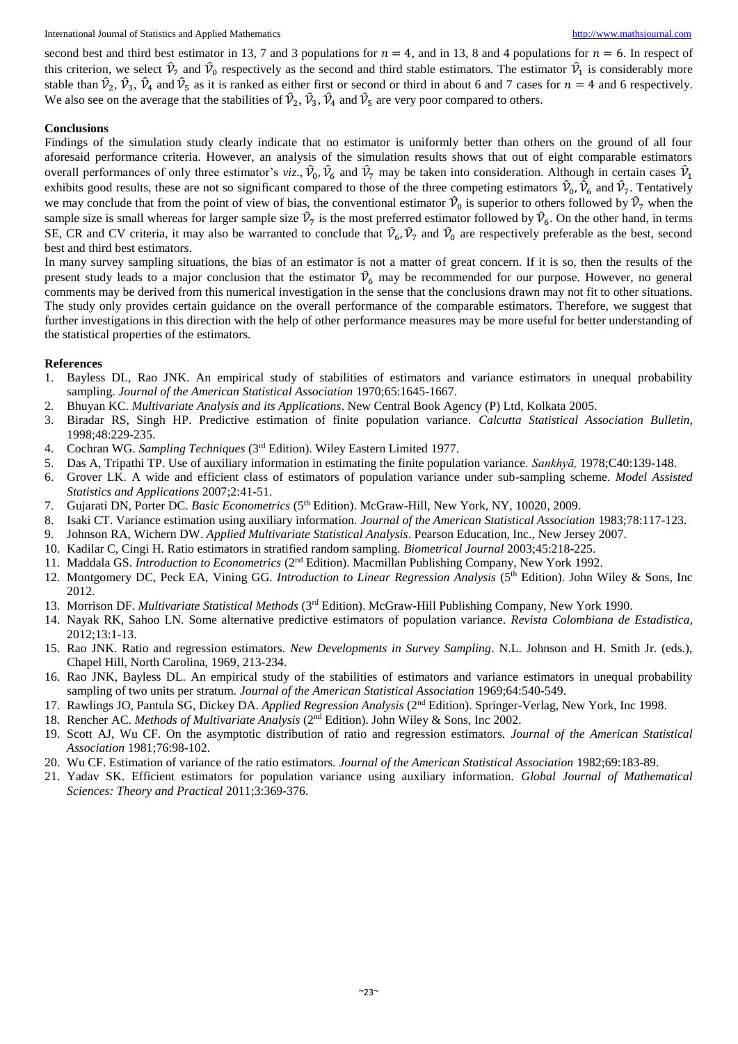second best and third best estimator in 13, 7 and 3 populations for $n = 4$, and in 13, 8 and 4 populations for $n = 6$. In respect of this criterion, we select $\hat{\mathcal{V}}_7$ and $\hat{\mathcal{V}}_0$ respectively as the second and third stable estimators. The estimator $\hat{\mathcal{V}}_1$ is considerably more stable than $\hat{\mathcal{V}}_2$, $\hat{\mathcal{V}}_3$, $\hat{\mathcal{V}}_4$ and $\hat{\mathcal{V}}_5$ as it is ranked as either first or second or third in about 6 and 7 cases for $n = 4$ and 6 respectively. We also see on the average that the stabilities of $\hat{\mathcal{V}}_2$, $\hat{\mathcal{V}}_3$, $\hat{\mathcal{V}}_4$ and $\hat{\mathcal{V}}_5$ are very poor compared to others.

## Conclusions

Findings of the simulation study clearly indicate that no estimator is uniformly better than others on the ground of all four aforesaid performance criteria. However, an analysis of the simulation results shows that out of eight comparable estimators overall performances of only three estimator's *viz*., $\hat{\mathcal{V}}_0$, $\hat{\mathcal{V}}_6$ and $\hat{\mathcal{V}}_7$ may be taken into consideration. Although in certain cases $\hat{\mathcal{V}}_1$ exhibits good results, these are not so significant compared to those of the three competing estimators $\hat{\mathcal{V}}_0$, $\hat{\mathcal{V}}_6$ and $\hat{\mathcal{V}}_7$. Tentatively we may conclude that from the point of view of bias, the conventional estimator $\hat{\mathcal{V}}_0$ is superior to others followed by $\hat{\mathcal{V}}_7$ when the sample size is small whereas for larger sample size $\hat{\mathcal{V}}_7$ is the most preferred estimator followed by $\hat{\mathcal{V}}_6$. On the other hand, in terms SE, CR and CV criteria, it may also be warranted to conclude that $\hat{\mathcal{V}}_6$, $\hat{\mathcal{V}}_7$ and $\hat{\mathcal{V}}_0$ are respectively preferable as the best, second best and third best estimators.

In many survey sampling situations, the bias of an estimator is not a matter of great concern. If it is so, then the results of the present study leads to a major conclusion that the estimator $\hat{\mathcal{V}}_6$ may be recommended for our purpose. However, no general comments may be derived from this numerical investigation in the sense that the conclusions drawn may not fit to other situations. The study only provides certain guidance on the overall performance of the comparable estimators. Therefore, we suggest that further investigations in this direction with the help of other performance measures may be more useful for better understanding of the statistical properties of the estimators.

## References

1. Bayless DL, Rao JNK. An empirical study of stabilities of estimators and variance estimators in unequal probability sampling. *Journal of the American Statistical Association* 1970;65:1645-1667.
2. Bhuyan KC. *Multivariate Analysis and its Applications*. New Central Book Agency (P) Ltd, Kolkata 2005.
3. Biradar RS, Singh HP. Predictive estimation of finite population variance. *Calcutta Statistical Association Bulletin,* 1998;48:229-235.
4. Cochran WG. *Sampling Techniques* (3rd Edition). Wiley Eastern Limited 1977.
5. Das A, Tripathi TP. Use of auxiliary information in estimating the finite population variance. *Sankhyā,* 1978;C40:139-148.
6. Grover LK. A wide and efficient class of estimators of population variance under sub-sampling scheme. *Model Assisted Statistics and Applications* 2007;2:41-51.
7. Gujarati DN, Porter DC. *Basic Econometrics* (5th Edition). McGraw-Hill, New York, NY, 10020, 2009.
8. Isaki CT. Variance estimation using auxiliary information. *Journal of the American Statistical Association* 1983;78:117-123.
9. Johnson RA, Wichern DW. *Applied Multivariate Statistical Analysis*. Pearson Education, Inc., New Jersey 2007.
10. Kadilar C, Cingi H. Ratio estimators in stratified random sampling. *Biometrical Journal* 2003;45:218-225.
11. Maddala GS. *Introduction to Econometrics* (2nd Edition). Macmillan Publishing Company, New York 1992.
12. Montgomery DC, Peck EA, Vining GG. *Introduction to Linear Regression Analysis* (5th Edition). John Wiley & Sons, Inc 2012.
13. Morrison DF. *Multivariate Statistical Methods* (3rd Edition). McGraw-Hill Publishing Company, New York 1990.
14. Nayak RK, Sahoo LN. Some alternative predictive estimators of population variance. *Revista Colombiana de Estadistica*, 2012;13:1-13.
15. Rao JNK. Ratio and regression estimators. *New Developments in Survey Sampling*. N.L. Johnson and H. Smith Jr. (eds.), Chapel Hill, North Carolina, 1969, 213-234.
16. Rao JNK, Bayless DL. An empirical study of the stabilities of estimators and variance estimators in unequal probability sampling of two units per stratum. *Journal of the American Statistical Association* 1969;64:540-549.
17. Rawlings JO, Pantula SG, Dickey DA. *Applied Regression Analysis* (2nd Edition). Springer-Verlag, New York, Inc 1998.
18. Rencher AC. *Methods of Multivariate Analysis* (2nd Edition). John Wiley & Sons, Inc 2002.
19. Scott AJ, Wu CF. On the asymptotic distribution of ratio and regression estimators. *Journal of the American Statistical Association* 1981;76:98-102.
20. Wu CF. Estimation of variance of the ratio estimators. *Journal of the American Statistical Association* 1982;69:183-89.
21. Yadav SK. Efficient estimators for population variance using auxiliary information. *Global Journal of Mathematical Sciences: Theory and Practical* 2011;3:369-376.